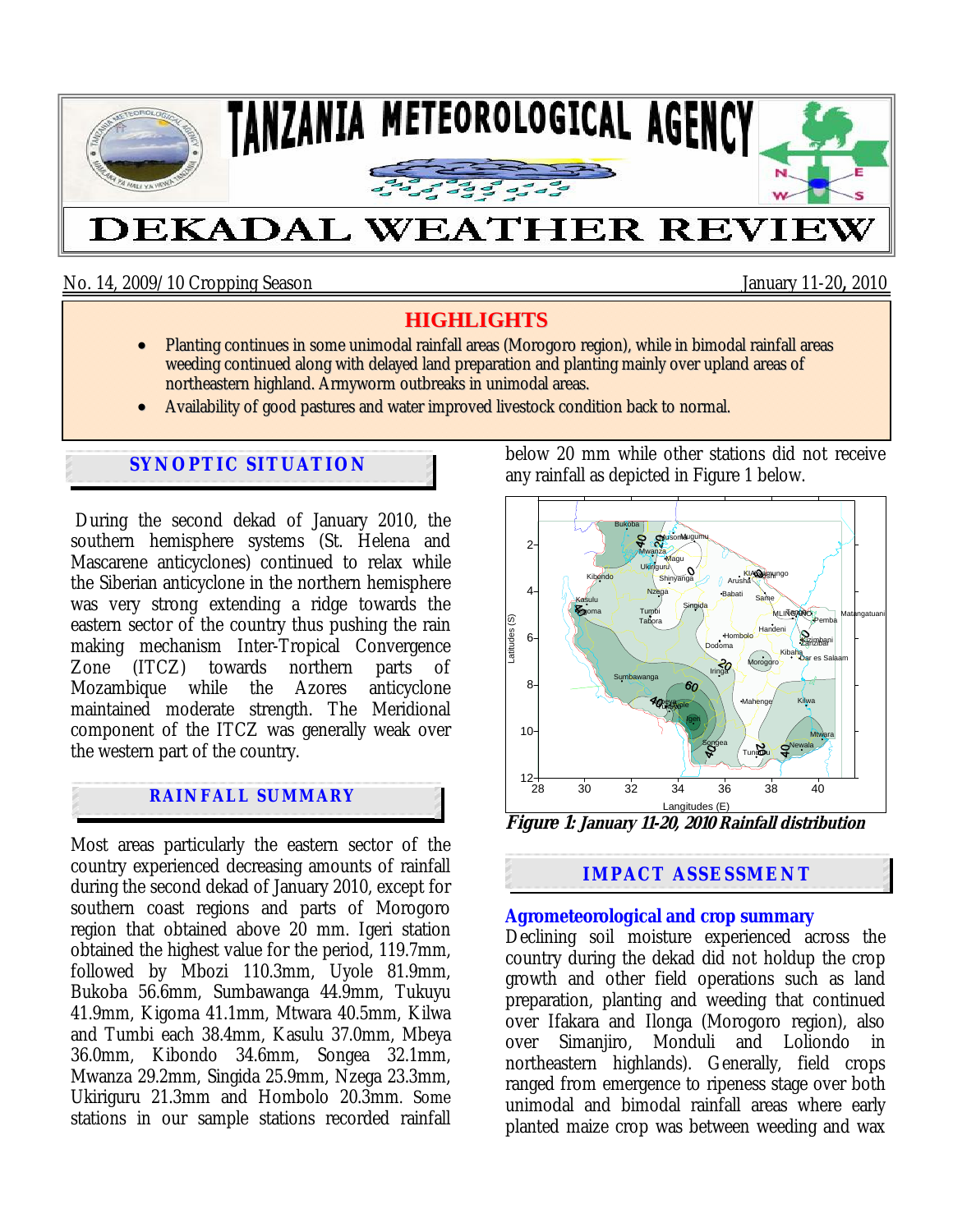# TANZANIA METEOROLOGICAL AGENCY

# DEKADAL WEATHER REVIEW

No. 14, 2009/10 Cropping Season — January 11-20, 2010

## HIGHLIGHTS

- Planting continues in some unimodal rainfall areas (Morogoro region), while in bimodal rainfall areas weeding continued along with delayed land preparation and planting mainly over upland areas of northeastern highland. Armyworm outbreaks in unimodal areas.
- Availability of good pastures and water improved livestock condition back to normal.

## SYNOPTIC SITUATION

During the second dekad of January 2010, the southern hemisphere systems (St. Helena and Mascarene anticyclones) continued to relax while the Siberian anticyclone in the northern hemisphere was very strong extending a ridge towards the eastern sector of the country thus pushing the rain making mechanism Inter-Tropical Convergence Zone (ITCZ) towards northern parts of Mozambique while the Azores anticyclone maintained moderate strength. The Meridional component of the ITCZ was generally weak over the western part of the country.

## RAINFALL SUMMARY

Most areas particularly the eastern sector of the country experienced decreasing amounts of rainfall during the second dekad of January 2010, except for southern coast regions and parts of Morogoro region that obtained above 20 mm. Igeri station obtained the highest value for the period, 119.7mm, followed by Mbozi 110.3mm, Uyole 81.9mm, Bukoba 56.6mm, Sumbawanga 44.9mm, Tukuyu 41.9mm, Kigoma 41.1mm, Mtwara 40.5mm, Kilwa and Tumbi each 38.4mm, Kasulu 37.0mm, Mbeya 36.0mm, Kibondo 34.6mm, Songea 32.1mm, Mwanza 29.2mm, Singida 25.9mm, Nzega 23.3mm, Ukiriguru 21.3mm and Hombolo 20.3mm. Some stations in our sample stations recorded rainfall below 20 mm while other stations did not receive any rainfall as depicted in Figure 1 below.

***Figure 1: January 11-20, 2010 Rainfall distribution***

## IMPACT ASSESSMENT

### Agrometeorological and crop summary

Declining soil moisture experienced across the country during the dekad did not holdup the crop growth and other field operations such as land preparation, planting and weeding that continued over Ifakara and Ilonga (Morogoro region), also over Simanjiro, Monduli and Loliondo in northeastern highlands). Generally, field crops ranged from emergence to ripeness stage over both unimodal and bimodal rainfall areas where early planted maize crop was between weeding and wax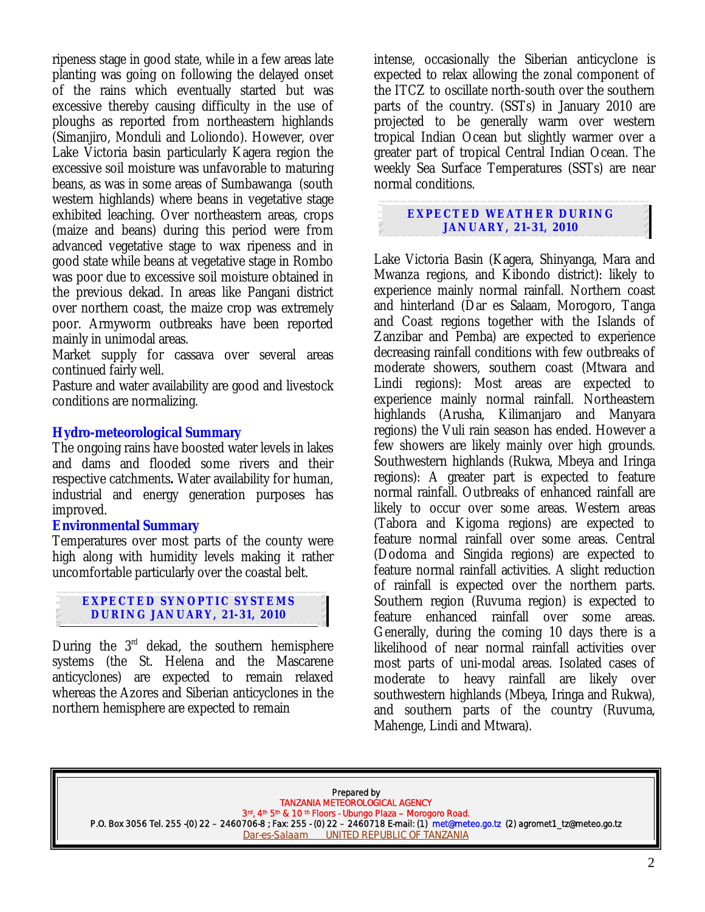ripeness stage in good state, while in a few areas late planting was going on following the delayed onset of the rains which eventually started but was excessive thereby causing difficulty in the use of ploughs as reported from northeastern highlands (Simanjiro, Monduli and Loliondo). However, over Lake Victoria basin particularly Kagera region the excessive soil moisture was unfavorable to maturing beans, as was in some areas of Sumbawanga (south western highlands) where beans in vegetative stage exhibited leaching. Over northeastern areas, crops (maize and beans) during this period were from advanced vegetative stage to wax ripeness and in good state while beans at vegetative stage in Rombo was poor due to excessive soil moisture obtained in the previous dekad. In areas like Pangani district over northern coast, the maize crop was extremely poor. Armyworm outbreaks have been reported mainly in unimodal areas.

Market supply for cassava over several areas continued fairly well.

Pasture and water availability are good and livestock conditions are normalizing.

## Hydro-meteorological Summary

The ongoing rains have boosted water levels in lakes and dams and flooded some rivers and their respective catchments**.** Water availability for human, industrial and energy generation purposes has improved.

## Environmental Summary

Temperatures over most parts of the county were high along with humidity levels making it rather uncomfortable particularly over the coastal belt.

## EXPECTED SYNOPTIC SYSTEMS DURING JANUARY, 21-31, 2010

During the 3rd dekad, the southern hemisphere systems (the St. Helena and the Mascarene anticyclones) are expected to remain relaxed whereas the Azores and Siberian anticyclones in the northern hemisphere are expected to remain intense, occasionally the Siberian anticyclone is expected to relax allowing the zonal component of the ITCZ to oscillate north-south over the southern parts of the country. (SSTs) in January 2010 are projected to be generally warm over western tropical Indian Ocean but slightly warmer over a greater part of tropical Central Indian Ocean. The weekly Sea Surface Temperatures (SSTs) are near normal conditions.

## EXPECTED WEATHER DURING JANUARY, 21-31, 2010

Lake Victoria Basin (Kagera, Shinyanga, Mara and Mwanza regions, and Kibondo district): likely to experience mainly normal rainfall. Northern coast and hinterland (Dar es Salaam, Morogoro, Tanga and Coast regions together with the Islands of Zanzibar and Pemba) are expected to experience decreasing rainfall conditions with few outbreaks of moderate showers, southern coast (Mtwara and Lindi regions): Most areas are expected to experience mainly normal rainfall. Northeastern highlands (Arusha, Kilimanjaro and Manyara regions) the Vuli rain season has ended. However a few showers are likely mainly over high grounds. Southwestern highlands (Rukwa, Mbeya and Iringa regions): A greater part is expected to feature normal rainfall. Outbreaks of enhanced rainfall are likely to occur over some areas. Western areas (Tabora and Kigoma regions) are expected to feature normal rainfall over some areas. Central (Dodoma and Singida regions) are expected to feature normal rainfall activities. A slight reduction of rainfall is expected over the northern parts. Southern region (Ruvuma region) is expected to feature enhanced rainfall over some areas. Generally, during the coming 10 days there is a likelihood of near normal rainfall activities over most parts of uni-modal areas. Isolated cases of moderate to heavy rainfall are likely over southwestern highlands (Mbeya, Iringa and Rukwa), and southern parts of the country (Ruvuma, Mahenge, Lindi and Mtwara).

Prepared by
TANZANIA METEOROLOGICAL AGENCY
3rd, 4th 5th & 10th Floors - Ubungo Plaza – Morogoro Road.
P.O. Box 3056 Tel. 255 -(0) 22 – 2460706-8 ; Fax: 255 - (0) 22 – 2460718 E-mail: (1) met@meteo.go.tz (2) agromet1_tz@meteo.go.tz
Dar-es-Salaam UNITED REPUBLIC OF TANZANIA